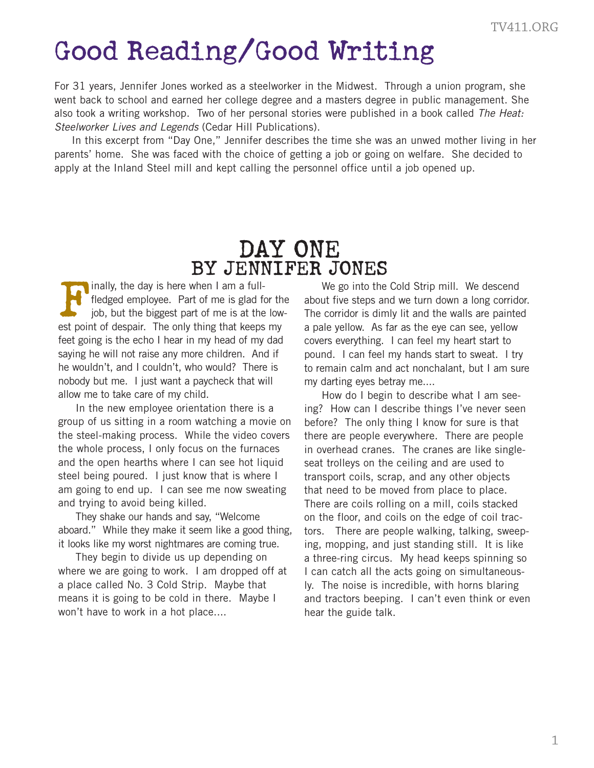# Good Reading/Good Writing

For 31 years, Jennifer Jones worked as a steelworker in the Midwest. Through a union program, she went back to school and earned her college degree and a masters degree in public management. She also took a writing workshop. Two of her personal stories were published in a book called *The Heat: Steelworker Lives and Legends* (Cedar Hill Publications).

In this excerpt from "Day One," Jennifer describes the time she was an unwed mother living in her parents' home. She was faced with the choice of getting a job or going on welfare. She decided to apply at the Inland Steel mill and kept calling the personnel office until a job opened up.

## DAY ONE
### BY JENNIFER JONES

Finally, the day is here when I am a full-fledged employee. Part of me is glad for the job, but the biggest part of me is at the lowest point of despair. The only thing that keeps my feet going is the echo I hear in my head of my dad saying he will not raise any more children. And if he wouldn't, and I couldn't, who would? There is nobody but me. I just want a paycheck that will allow me to take care of my child.

In the new employee orientation there is a group of us sitting in a room watching a movie on the steel-making process. While the video covers the whole process, I only focus on the furnaces and the open hearths where I can see hot liquid steel being poured. I just know that is where I am going to end up. I can see me now sweating and trying to avoid being killed.

They shake our hands and say, "Welcome aboard." While they make it seem like a good thing, it looks like my worst nightmares are coming true.

They begin to divide us up depending on where we are going to work. I am dropped off at a place called No. 3 Cold Strip. Maybe that means it is going to be cold in there. Maybe I won't have to work in a hot place....

We go into the Cold Strip mill. We descend about five steps and we turn down a long corridor. The corridor is dimly lit and the walls are painted a pale yellow. As far as the eye can see, yellow covers everything. I can feel my heart start to pound. I can feel my hands start to sweat. I try to remain calm and act nonchalant, but I am sure my darting eyes betray me....

How do I begin to describe what I am seeing? How can I describe things I've never seen before? The only thing I know for sure is that there are people everywhere. There are people in overhead cranes. The cranes are like single-seat trolleys on the ceiling and are used to transport coils, scrap, and any other objects that need to be moved from place to place. There are coils rolling on a mill, coils stacked on the floor, and coils on the edge of coil tractors. There are people walking, talking, sweeping, mopping, and just standing still. It is like a three-ring circus. My head keeps spinning so I can catch all the acts going on simultaneously. The noise is incredible, with horns blaring and tractors beeping. I can't even think or even hear the guide talk.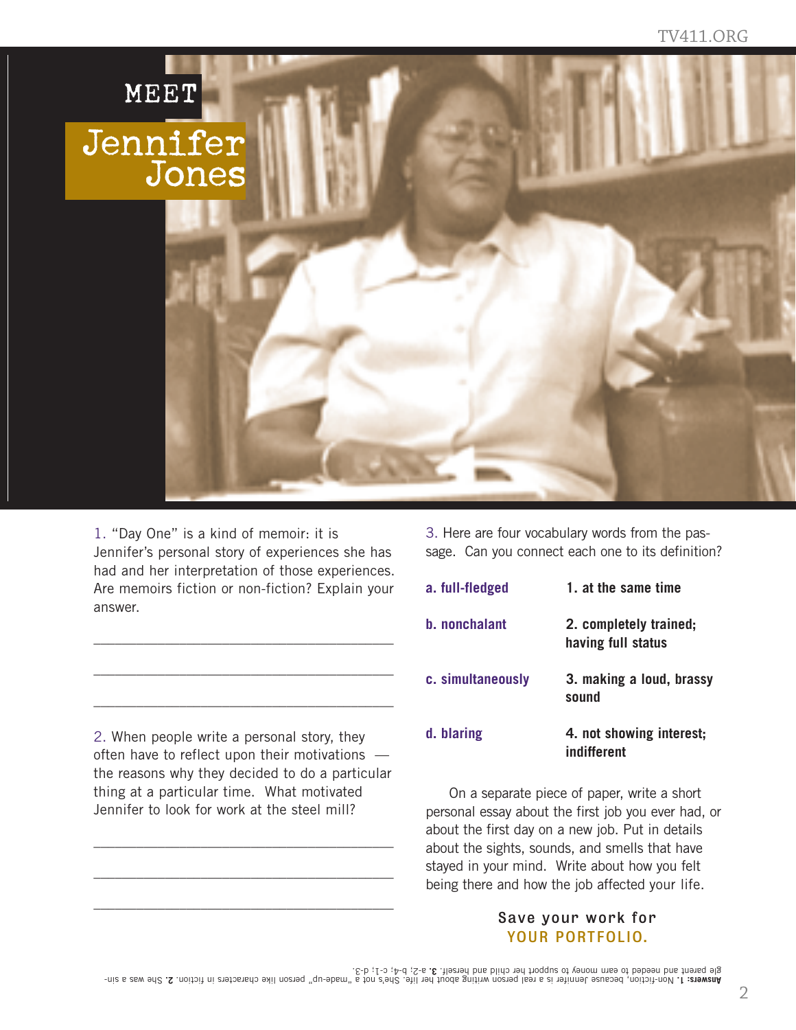# MEET Jennifer Jones

1. "Day One" is a kind of memoir: it is Jennifer's personal story of experiences she has had and her interpretation of those experiences. Are memoirs fiction or non-fiction? Explain your answer.

_______________________________________

_______________________________________

_______________________________________

2. When people write a personal story, they often have to reflect upon their motivations — the reasons why they decided to do a particular thing at a particular time. What motivated Jennifer to look for work at the steel mill?

_______________________________________

_______________________________________

_______________________________________

3. Here are four vocabulary words from the passage. Can you connect each one to its definition?

| | |
|---|---|
| **a. full-fledged** | **1. at the same time** |
| **b. nonchalant** | **2. completely trained; having full status** |
| **c. simultaneously** | **3. making a loud, brassy sound** |
| **d. blaring** | **4. not showing interest; indifferent** |

On a separate piece of paper, write a short personal essay about the first job you ever had, or about the first day on a new job. Put in details about the sights, sounds, and smells that have stayed in your mind. Write about how you felt being there and how the job affected your life.

**Save your work for YOUR PORTFOLIO.**

**Answers: 1.** Non-fiction, because Jennifer is a real person writing about her life. She's not a "made-up" person like characters in fiction. **2.** She was a single parent and needed to earn money to support her child and herself. **3.** a-2; b-4; c-1; d-3.